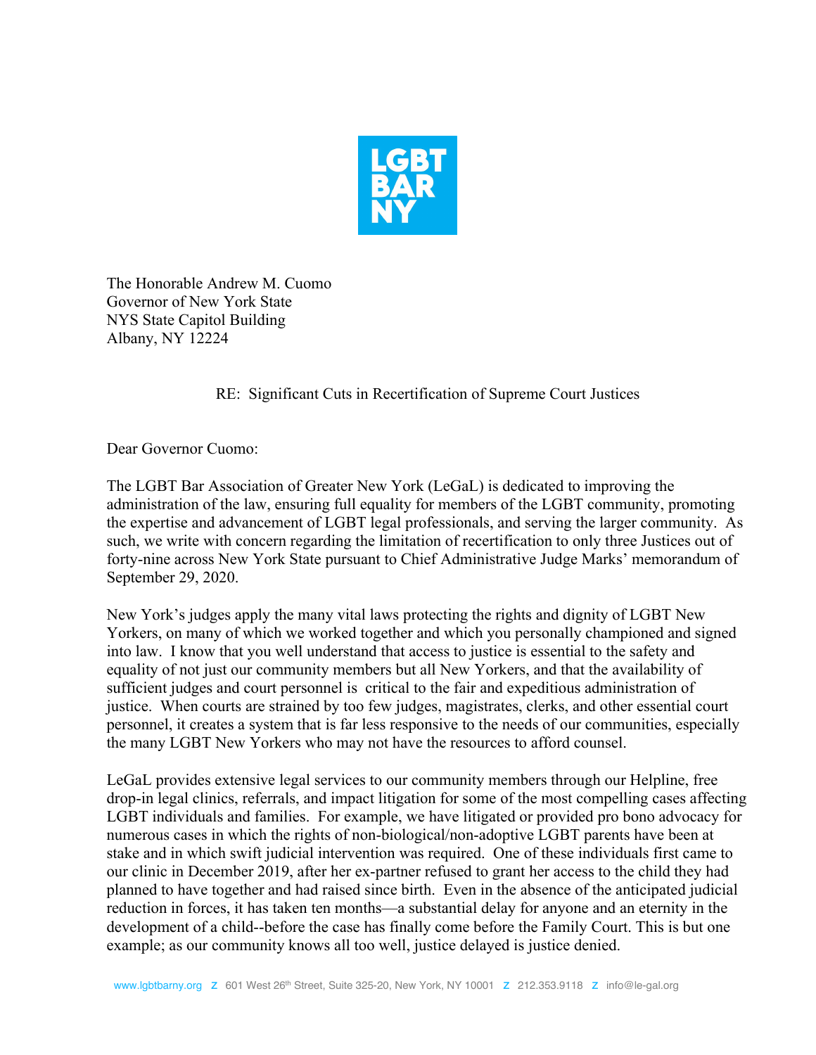LGBT BAR NY

The Honorable Andrew M. Cuomo
Governor of New York State
NYS State Capitol Building
Albany, NY 12224

RE: Significant Cuts in Recertification of Supreme Court Justices

Dear Governor Cuomo:

The LGBT Bar Association of Greater New York (LeGaL) is dedicated to improving the administration of the law, ensuring full equality for members of the LGBT community, promoting the expertise and advancement of LGBT legal professionals, and serving the larger community. As such, we write with concern regarding the limitation of recertification to only three Justices out of forty-nine across New York State pursuant to Chief Administrative Judge Marks' memorandum of September 29, 2020.

New York's judges apply the many vital laws protecting the rights and dignity of LGBT New Yorkers, on many of which we worked together and which you personally championed and signed into law. I know that you well understand that access to justice is essential to the safety and equality of not just our community members but all New Yorkers, and that the availability of sufficient judges and court personnel is critical to the fair and expeditious administration of justice. When courts are strained by too few judges, magistrates, clerks, and other essential court personnel, it creates a system that is far less responsive to the needs of our communities, especially the many LGBT New Yorkers who may not have the resources to afford counsel.

LeGaL provides extensive legal services to our community members through our Helpline, free drop-in legal clinics, referrals, and impact litigation for some of the most compelling cases affecting LGBT individuals and families. For example, we have litigated or provided pro bono advocacy for numerous cases in which the rights of non-biological/non-adoptive LGBT parents have been at stake and in which swift judicial intervention was required. One of these individuals first came to our clinic in December 2019, after her ex-partner refused to grant her access to the child they had planned to have together and had raised since birth. Even in the absence of the anticipated judicial reduction in forces, it has taken ten months—a substantial delay for anyone and an eternity in the development of a child--before the case has finally come before the Family Court. This is but one example; as our community knows all too well, justice delayed is justice denied.

www.lgbtbarny.org Z 601 West 26th Street, Suite 325-20, New York, NY 10001 Z 212.353.9118 Z info@le-gal.org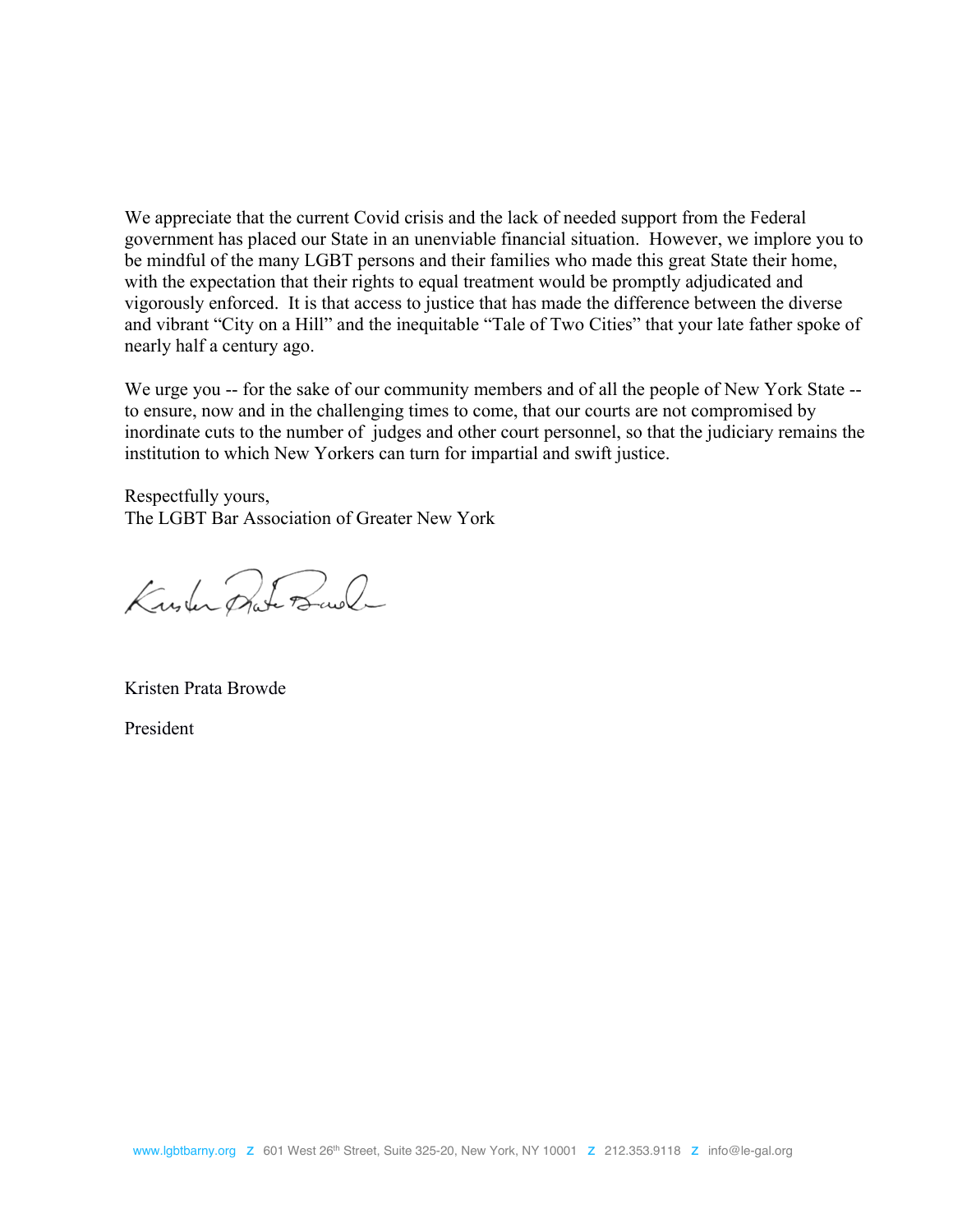We appreciate that the current Covid crisis and the lack of needed support from the Federal government has placed our State in an unenviable financial situation. However, we implore you to be mindful of the many LGBT persons and their families who made this great State their home, with the expectation that their rights to equal treatment would be promptly adjudicated and vigorously enforced. It is that access to justice that has made the difference between the diverse and vibrant “City on a Hill” and the inequitable “Tale of Two Cities” that your late father spoke of nearly half a century ago.

We urge you -- for the sake of our community members and of all the people of New York State -- to ensure, now and in the challenging times to come, that our courts are not compromised by inordinate cuts to the number of judges and other court personnel, so that the judiciary remains the institution to which New Yorkers can turn for impartial and swift justice.

Respectfully yours,
The LGBT Bar Association of Greater New York

Kristen Prata Browde

President

www.lgbtbarny.org · 601 West 26th Street, Suite 325-20, New York, NY 10001 · 212.353.9118 · info@le-gal.org